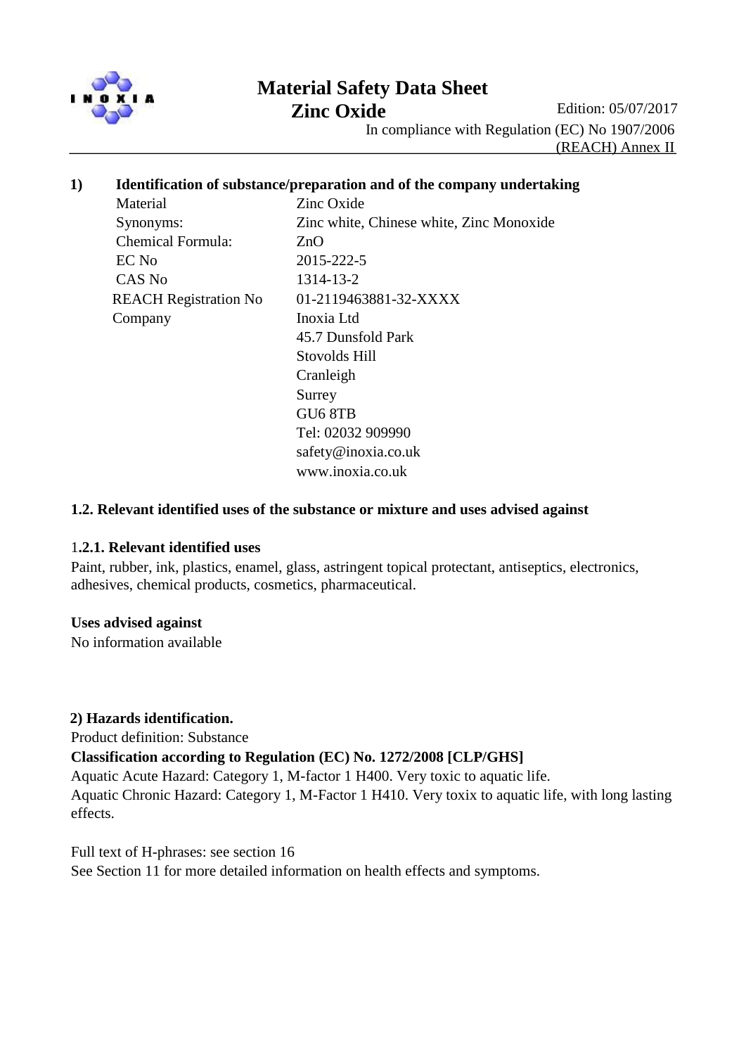# Material Safety Data Sheet

## Zinc Oxide

Edition: 05/07/2017

In compliance with Regulation (EC) No 1907/2006 (REACH) Annex II

## 1) Identification of substance/preparation and of the company undertaking

| | |
|---|---|
| Material | Zinc Oxide |
| Synonyms: | Zinc white, Chinese white, Zinc Monoxide |
| Chemical Formula: | ZnO |
| EC No | 2015-222-5 |
| CAS No | 1314-13-2 |
| REACH Registration No | 01-2119463881-32-XXXX |
| Company | Inoxia Ltd<br>45.7 Dunsfold Park<br>Stovolds Hill<br>Cranleigh<br>Surrey<br>GU6 8TB<br>Tel: 02032 909990<br>safety@inoxia.co.uk<br>www.inoxia.co.uk |

### 1.2. Relevant identified uses of the substance or mixture and uses advised against

#### 1.2.1. Relevant identified uses

Paint, rubber, ink, plastics, enamel, glass, astringent topical protectant, antiseptics, electronics, adhesives, chemical products, cosmetics, pharmaceutical.

**Uses advised against**

No information available

## 2) Hazards identification.

Product definition: Substance

**Classification according to Regulation (EC) No. 1272/2008 [CLP/GHS]**

Aquatic Acute Hazard: Category 1, M-factor 1 H400. Very toxic to aquatic life.

Aquatic Chronic Hazard: Category 1, M-Factor 1 H410. Very toxix to aquatic life, with long lasting effects.

Full text of H-phrases: see section 16

See Section 11 for more detailed information on health effects and symptoms.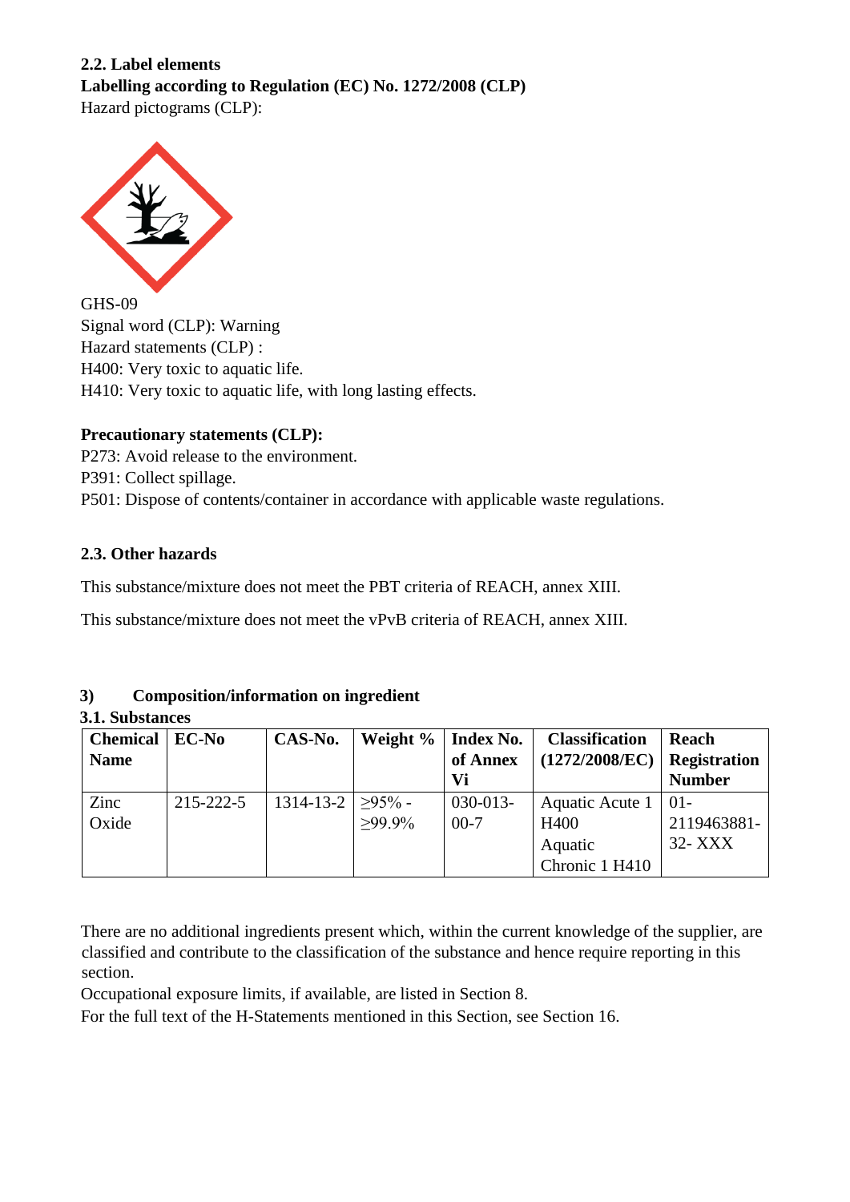**2.2. Label elements**

**Labelling according to Regulation (EC) No. 1272/2008 (CLP)**

Hazard pictograms (CLP):

GHS-09

Signal word (CLP): Warning

Hazard statements (CLP) :

H400: Very toxic to aquatic life.

H410: Very toxic to aquatic life, with long lasting effects.

**Precautionary statements (CLP):**

P273: Avoid release to the environment.

P391: Collect spillage.

P501: Dispose of contents/container in accordance with applicable waste regulations.

**2.3. Other hazards**

This substance/mixture does not meet the PBT criteria of REACH, annex XIII.

This substance/mixture does not meet the vPvB criteria of REACH, annex XIII.

**3) Composition/information on ingredient**

**3.1. Substances**

| Chemical Name | EC-No | CAS-No. | Weight % | Index No. of Annex Vi | Classification (1272/2008/EC) | Reach Registration Number |
|---|---|---|---|---|---|---|
| Zinc Oxide | 215-222-5 | 1314-13-2 | ≥95% - ≥99.9% | 030-013-00-7 | Aquatic Acute 1 H400 Aquatic Chronic 1 H410 | 01-2119463881-32- XXX |

There are no additional ingredients present which, within the current knowledge of the supplier, are classified and contribute to the classification of the substance and hence require reporting in this section.

Occupational exposure limits, if available, are listed in Section 8.

For the full text of the H-Statements mentioned in this Section, see Section 16.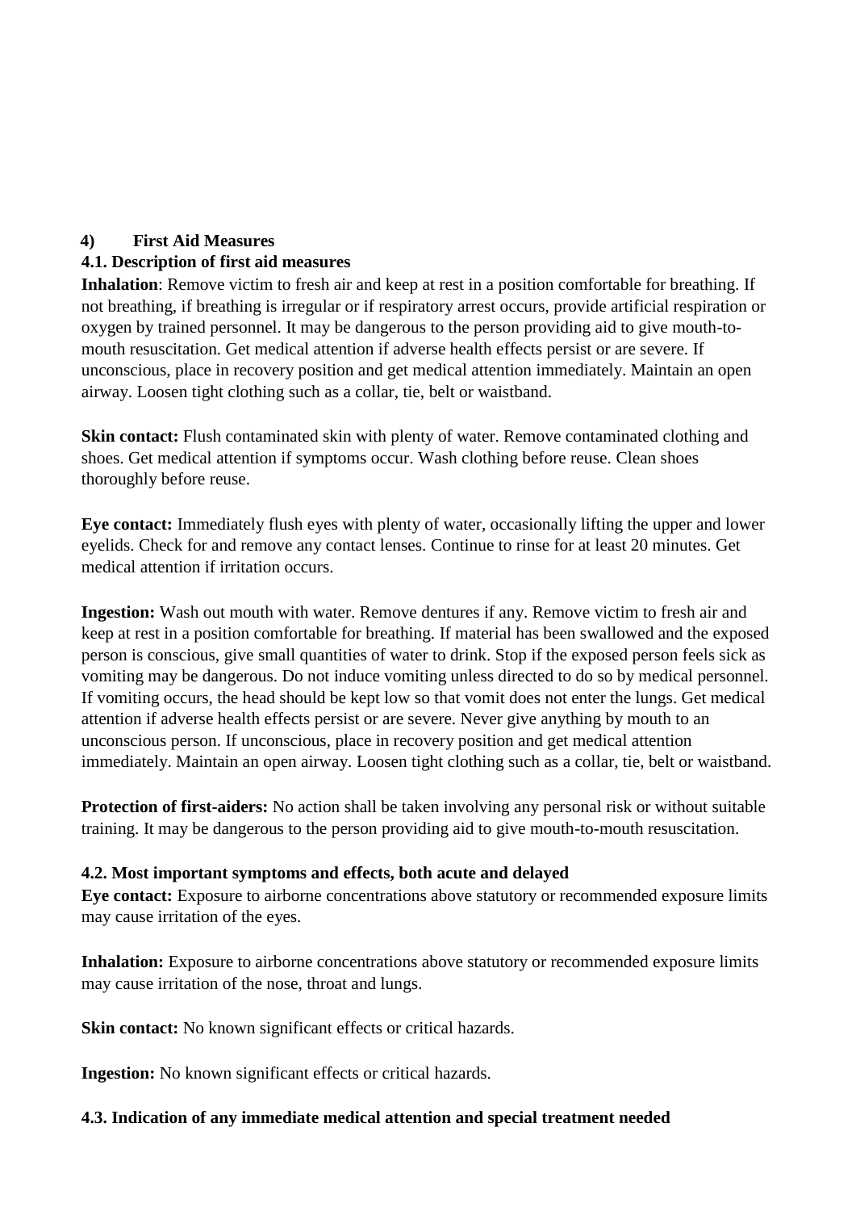## 4) First Aid Measures

### 4.1. Description of first aid measures

**Inhalation**: Remove victim to fresh air and keep at rest in a position comfortable for breathing. If not breathing, if breathing is irregular or if respiratory arrest occurs, provide artificial respiration or oxygen by trained personnel. It may be dangerous to the person providing aid to give mouth-to-mouth resuscitation. Get medical attention if adverse health effects persist or are severe. If unconscious, place in recovery position and get medical attention immediately. Maintain an open airway. Loosen tight clothing such as a collar, tie, belt or waistband.

**Skin contact:** Flush contaminated skin with plenty of water. Remove contaminated clothing and shoes. Get medical attention if symptoms occur. Wash clothing before reuse. Clean shoes thoroughly before reuse.

**Eye contact:** Immediately flush eyes with plenty of water, occasionally lifting the upper and lower eyelids. Check for and remove any contact lenses. Continue to rinse for at least 20 minutes. Get medical attention if irritation occurs.

**Ingestion:** Wash out mouth with water. Remove dentures if any. Remove victim to fresh air and keep at rest in a position comfortable for breathing. If material has been swallowed and the exposed person is conscious, give small quantities of water to drink. Stop if the exposed person feels sick as vomiting may be dangerous. Do not induce vomiting unless directed to do so by medical personnel. If vomiting occurs, the head should be kept low so that vomit does not enter the lungs. Get medical attention if adverse health effects persist or are severe. Never give anything by mouth to an unconscious person. If unconscious, place in recovery position and get medical attention immediately. Maintain an open airway. Loosen tight clothing such as a collar, tie, belt or waistband.

**Protection of first-aiders:** No action shall be taken involving any personal risk or without suitable training. It may be dangerous to the person providing aid to give mouth-to-mouth resuscitation.

### 4.2. Most important symptoms and effects, both acute and delayed

**Eye contact:** Exposure to airborne concentrations above statutory or recommended exposure limits may cause irritation of the eyes.

**Inhalation:** Exposure to airborne concentrations above statutory or recommended exposure limits may cause irritation of the nose, throat and lungs.

**Skin contact:** No known significant effects or critical hazards.

**Ingestion:** No known significant effects or critical hazards.

### 4.3. Indication of any immediate medical attention and special treatment needed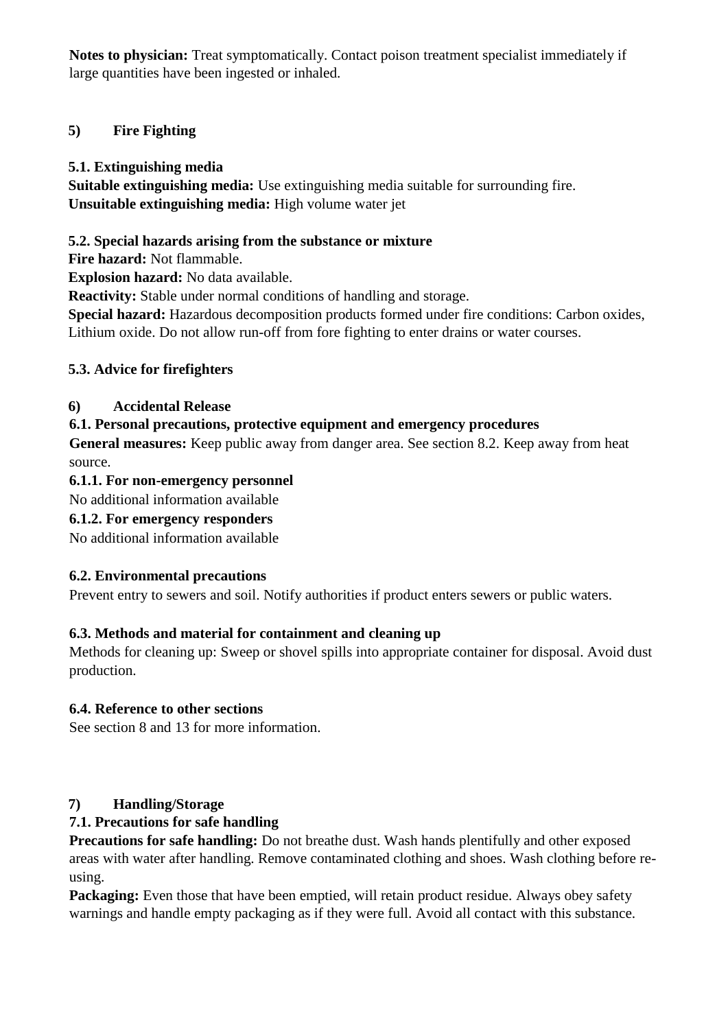**Notes to physician:** Treat symptomatically. Contact poison treatment specialist immediately if large quantities have been ingested or inhaled.

## 5) Fire Fighting

### 5.1. Extinguishing media

**Suitable extinguishing media:** Use extinguishing media suitable for surrounding fire.
**Unsuitable extinguishing media:** High volume water jet

### 5.2. Special hazards arising from the substance or mixture

**Fire hazard:** Not flammable.
**Explosion hazard:** No data available.
**Reactivity:** Stable under normal conditions of handling and storage.
**Special hazard:** Hazardous decomposition products formed under fire conditions: Carbon oxides, Lithium oxide. Do not allow run-off from fore fighting to enter drains or water courses.

### 5.3. Advice for firefighters

## 6) Accidental Release

### 6.1. Personal precautions, protective equipment and emergency procedures

**General measures:** Keep public away from danger area. See section 8.2. Keep away from heat source.

#### 6.1.1. For non-emergency personnel

No additional information available

#### 6.1.2. For emergency responders

No additional information available

### 6.2. Environmental precautions

Prevent entry to sewers and soil. Notify authorities if product enters sewers or public waters.

### 6.3. Methods and material for containment and cleaning up

Methods for cleaning up: Sweep or shovel spills into appropriate container for disposal. Avoid dust production.

### 6.4. Reference to other sections

See section 8 and 13 for more information.

## 7) Handling/Storage

### 7.1. Precautions for safe handling

**Precautions for safe handling:** Do not breathe dust. Wash hands plentifully and other exposed areas with water after handling. Remove contaminated clothing and shoes. Wash clothing before re-using.
**Packaging:** Even those that have been emptied, will retain product residue. Always obey safety warnings and handle empty packaging as if they were full. Avoid all contact with this substance.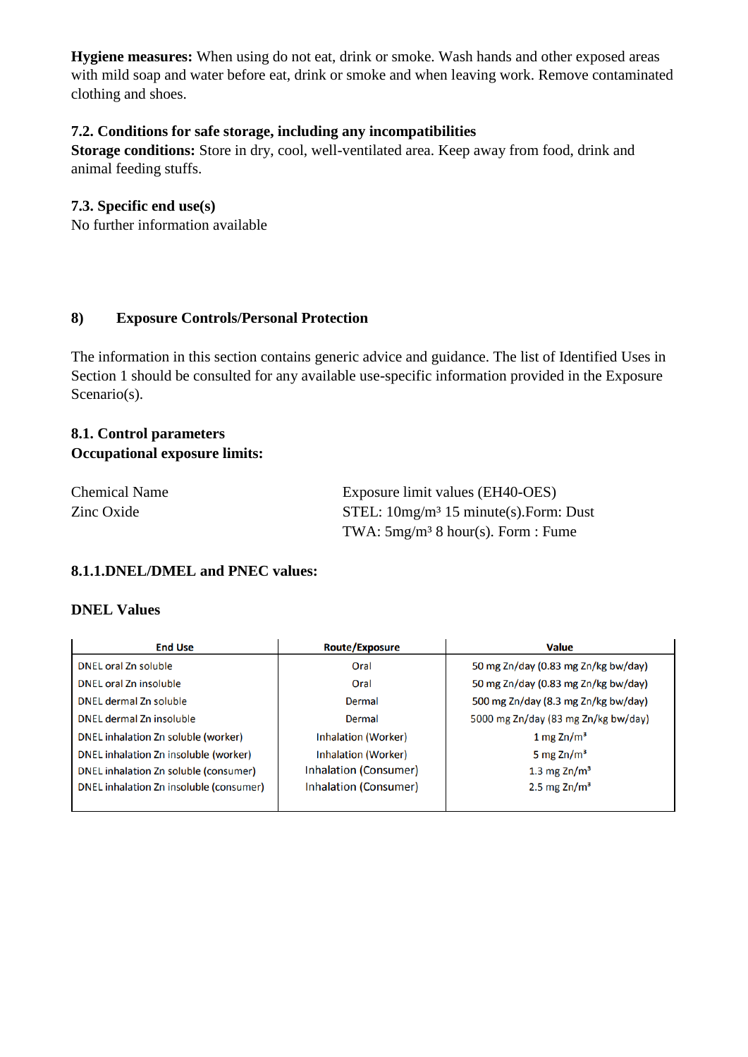**Hygiene measures:** When using do not eat, drink or smoke. Wash hands and other exposed areas with mild soap and water before eat, drink or smoke and when leaving work. Remove contaminated clothing and shoes.

### 7.2. Conditions for safe storage, including any incompatibilities

**Storage conditions:** Store in dry, cool, well-ventilated area. Keep away from food, drink and animal feeding stuffs.

### 7.3. Specific end use(s)

No further information available

## 8) Exposure Controls/Personal Protection

The information in this section contains generic advice and guidance. The list of Identified Uses in Section 1 should be consulted for any available use-specific information provided in the Exposure Scenario(s).

### 8.1. Control parameters

**Occupational exposure limits:**

| Chemical Name | Exposure limit values (EH40-OES) |
|---|---|
| Zinc Oxide | STEL: 10mg/m³ 15 minute(s).Form: Dust |
| | TWA: 5mg/m³ 8 hour(s). Form : Fume |

### 8.1.1.DNEL/DMEL and PNEC values:

**DNEL Values**

| End Use | Route/Exposure | Value |
|---|---|---|
| DNEL oral Zn soluble | Oral | 50 mg Zn/day (0.83 mg Zn/kg bw/day) |
| DNEL oral Zn insoluble | Oral | 50 mg Zn/day (0.83 mg Zn/kg bw/day) |
| DNEL dermal Zn soluble | Dermal | 500 mg Zn/day (8.3 mg Zn/kg bw/day) |
| DNEL dermal Zn insoluble | Dermal | 5000 mg Zn/day (83 mg Zn/kg bw/day) |
| DNEL inhalation Zn soluble (worker) | Inhalation (Worker) | 1 mg Zn/m³ |
| DNEL inhalation Zn insoluble (worker) | Inhalation (Worker) | 5 mg Zn/m³ |
| DNEL inhalation Zn soluble (consumer) | Inhalation (Consumer) | 1.3 mg Zn/m³ |
| DNEL inhalation Zn insoluble (consumer) | Inhalation (Consumer) | 2.5 mg Zn/m³ |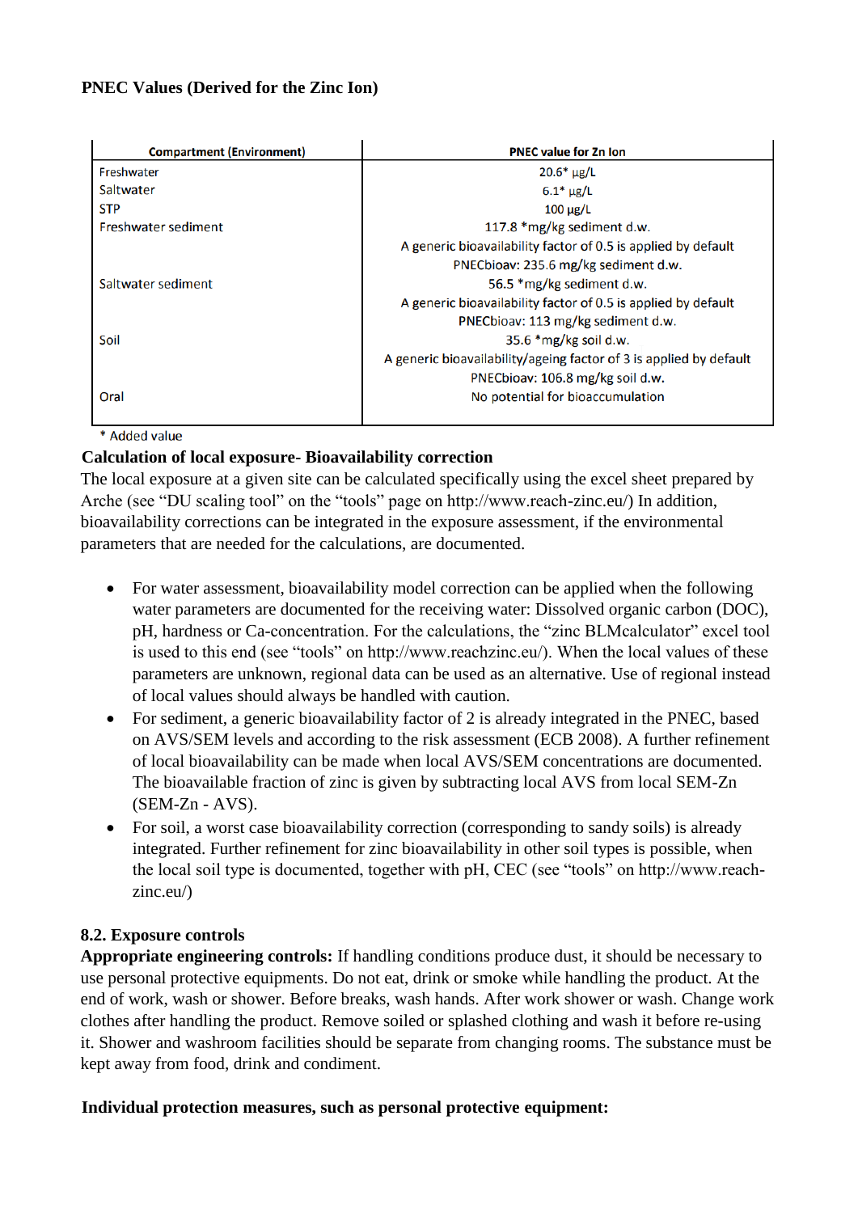**PNEC Values (Derived for the Zinc Ion)**

| Compartment (Environment) | PNEC value for Zn Ion |
|---|---|
| Freshwater | 20.6* μg/L |
| Saltwater | 6.1* μg/L |
| STP | 100 μg/L |
| Freshwater sediment | 117.8 *mg/kg sediment d.w.<br>A generic bioavailability factor of 0.5 is applied by default<br>PNECbioav: 235.6 mg/kg sediment d.w. |
| Saltwater sediment | 56.5 *mg/kg sediment d.w.<br>A generic bioavailability factor of 0.5 is applied by default<br>PNECbioav: 113 mg/kg sediment d.w. |
| Soil | 35.6 *mg/kg soil d.w.<br>A generic bioavailability/ageing factor of 3 is applied by default<br>PNECbioav: 106.8 mg/kg soil d.w. |
| Oral | No potential for bioaccumulation |

\* Added value

**Calculation of local exposure- Bioavailability correction**

The local exposure at a given site can be calculated specifically using the excel sheet prepared by Arche (see "DU scaling tool" on the "tools" page on http://www.reach-zinc.eu/) In addition, bioavailability corrections can be integrated in the exposure assessment, if the environmental parameters that are needed for the calculations, are documented.

- For water assessment, bioavailability model correction can be applied when the following water parameters are documented for the receiving water: Dissolved organic carbon (DOC), pH, hardness or Ca-concentration. For the calculations, the "zinc BLMcalculator" excel tool is used to this end (see "tools" on http://www.reachzinc.eu/). When the local values of these parameters are unknown, regional data can be used as an alternative. Use of regional instead of local values should always be handled with caution.
- For sediment, a generic bioavailability factor of 2 is already integrated in the PNEC, based on AVS/SEM levels and according to the risk assessment (ECB 2008). A further refinement of local bioavailability can be made when local AVS/SEM concentrations are documented. The bioavailable fraction of zinc is given by subtracting local AVS from local SEM-Zn (SEM-Zn - AVS).
- For soil, a worst case bioavailability correction (corresponding to sandy soils) is already integrated. Further refinement for zinc bioavailability in other soil types is possible, when the local soil type is documented, together with pH, CEC (see "tools" on http://www.reach-zinc.eu/)

**8.2. Exposure controls**

**Appropriate engineering controls:** If handling conditions produce dust, it should be necessary to use personal protective equipments. Do not eat, drink or smoke while handling the product. At the end of work, wash or shower. Before breaks, wash hands. After work shower or wash. Change work clothes after handling the product. Remove soiled or splashed clothing and wash it before re-using it. Shower and washroom facilities should be separate from changing rooms. The substance must be kept away from food, drink and condiment.

**Individual protection measures, such as personal protective equipment:**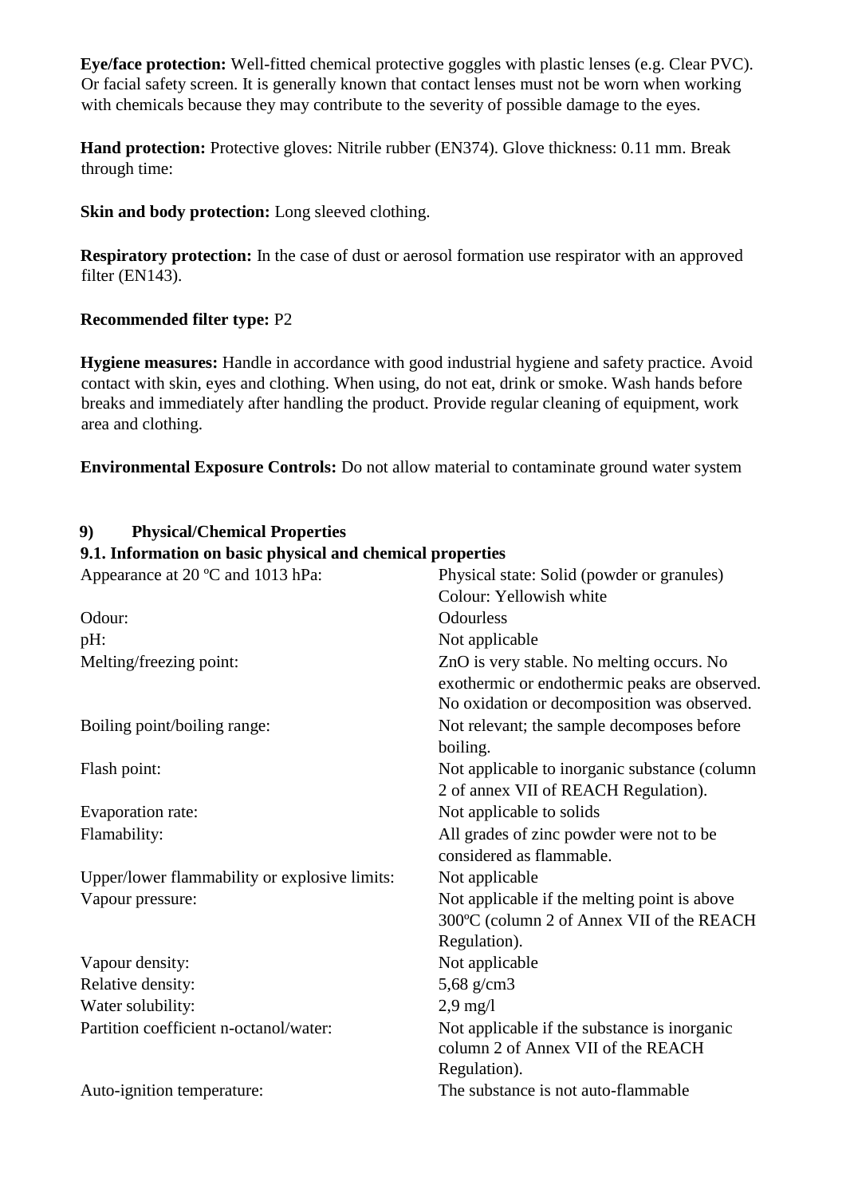**Eye/face protection:** Well-fitted chemical protective goggles with plastic lenses (e.g. Clear PVC). Or facial safety screen. It is generally known that contact lenses must not be worn when working with chemicals because they may contribute to the severity of possible damage to the eyes.

**Hand protection:** Protective gloves: Nitrile rubber (EN374). Glove thickness: 0.11 mm. Break through time:

**Skin and body protection:** Long sleeved clothing.

**Respiratory protection:** In the case of dust or aerosol formation use respirator with an approved filter (EN143).

**Recommended filter type:** P2

**Hygiene measures:** Handle in accordance with good industrial hygiene and safety practice. Avoid contact with skin, eyes and clothing. When using, do not eat, drink or smoke. Wash hands before breaks and immediately after handling the product. Provide regular cleaning of equipment, work area and clothing.

**Environmental Exposure Controls:** Do not allow material to contaminate ground water system

## 9) Physical/Chemical Properties

### 9.1. Information on basic physical and chemical properties

| | |
|---|---|
| Appearance at 20 ºC and 1013 hPa: | Physical state: Solid (powder or granules) Colour: Yellowish white |
| Odour: | Odourless |
| pH: | Not applicable |
| Melting/freezing point: | ZnO is very stable. No melting occurs. No exothermic or endothermic peaks are observed. No oxidation or decomposition was observed. |
| Boiling point/boiling range: | Not relevant; the sample decomposes before boiling. |
| Flash point: | Not applicable to inorganic substance (column 2 of annex VII of REACH Regulation). |
| Evaporation rate: | Not applicable to solids |
| Flamability: | All grades of zinc powder were not to be considered as flammable. |
| Upper/lower flammability or explosive limits: | Not applicable |
| Vapour pressure: | Not applicable if the melting point is above 300ºC (column 2 of Annex VII of the REACH Regulation). |
| Vapour density: | Not applicable |
| Relative density: | 5,68 g/cm3 |
| Water solubility: | 2,9 mg/l |
| Partition coefficient n-octanol/water: | Not applicable if the substance is inorganic column 2 of Annex VII of the REACH Regulation). |
| Auto-ignition temperature: | The substance is not auto-flammable |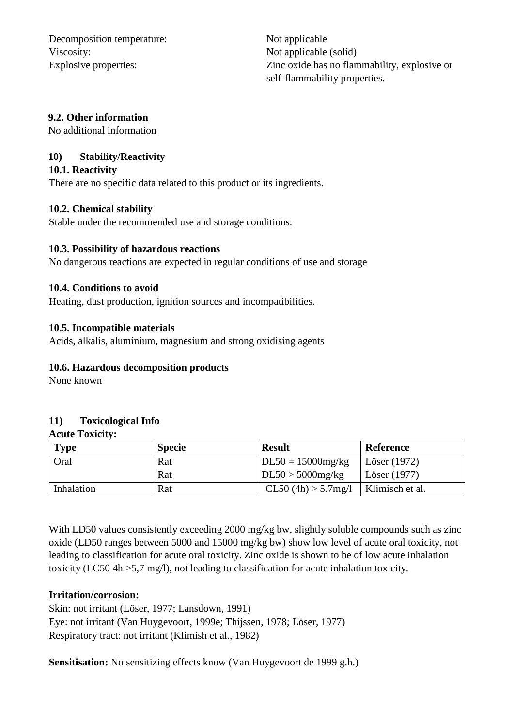| | |
|---|---|
| Decomposition temperature: | Not applicable |
| Viscosity: | Not applicable (solid) |
| Explosive properties: | Zinc oxide has no flammability, explosive or self-flammability properties. |

### 9.2. Other information

No additional information

## 10) Stability/Reactivity

### 10.1. Reactivity

There are no specific data related to this product or its ingredients.

### 10.2. Chemical stability

Stable under the recommended use and storage conditions.

### 10.3. Possibility of hazardous reactions

No dangerous reactions are expected in regular conditions of use and storage

### 10.4. Conditions to avoid

Heating, dust production, ignition sources and incompatibilities.

### 10.5. Incompatible materials

Acids, alkalis, aluminium, magnesium and strong oxidising agents

### 10.6. Hazardous decomposition products

None known

## 11) Toxicological Info

**Acute Toxicity:**

| Type | Specie | Result | Reference |
|---|---|---|---|
| Oral | Rat | DL50 = 15000mg/kg | Löser (1972) |
| | Rat | DL50 > 5000mg/kg | Löser (1977) |
| Inhalation | Rat | CL50 (4h) > 5.7mg/l | Klimisch et al. |

With LD50 values consistently exceeding 2000 mg/kg bw, slightly soluble compounds such as zinc oxide (LD50 ranges between 5000 and 15000 mg/kg bw) show low level of acute oral toxicity, not leading to classification for acute oral toxicity. Zinc oxide is shown to be of low acute inhalation toxicity (LC50 4h >5,7 mg/l), not leading to classification for acute inhalation toxicity.

**Irritation/corrosion:**

Skin: not irritant (Löser, 1977; Lansdown, 1991)
Eye: not irritant (Van Huygevoort, 1999e; Thijssen, 1978; Löser, 1977)
Respiratory tract: not irritant (Klimish et al., 1982)

**Sensitisation:** No sensitizing effects know (Van Huygevoort de 1999 g.h.)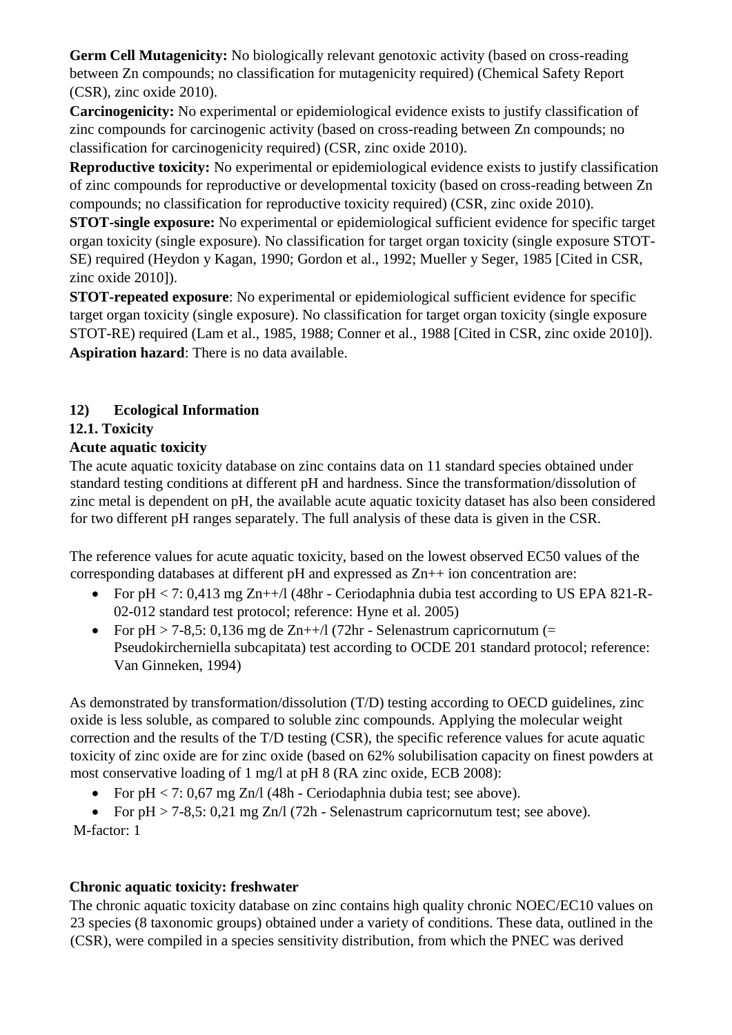**Germ Cell Mutagenicity:** No biologically relevant genotoxic activity (based on cross-reading between Zn compounds; no classification for mutagenicity required) (Chemical Safety Report (CSR), zinc oxide 2010).

**Carcinogenicity:** No experimental or epidemiological evidence exists to justify classification of zinc compounds for carcinogenic activity (based on cross-reading between Zn compounds; no classification for carcinogenicity required) (CSR, zinc oxide 2010).

**Reproductive toxicity:** No experimental or epidemiological evidence exists to justify classification of zinc compounds for reproductive or developmental toxicity (based on cross-reading between Zn compounds; no classification for reproductive toxicity required) (CSR, zinc oxide 2010).

**STOT-single exposure:** No experimental or epidemiological sufficient evidence for specific target organ toxicity (single exposure). No classification for target organ toxicity (single exposure STOT-SE) required (Heydon y Kagan, 1990; Gordon et al., 1992; Mueller y Seger, 1985 [Cited in CSR, zinc oxide 2010]).

**STOT-repeated exposure**: No experimental or epidemiological sufficient evidence for specific target organ toxicity (single exposure). No classification for target organ toxicity (single exposure STOT-RE) required (Lam et al., 1985, 1988; Conner et al., 1988 [Cited in CSR, zinc oxide 2010]).

**Aspiration hazard**: There is no data available.

## 12) Ecological Information

### 12.1. Toxicity

**Acute aquatic toxicity**

The acute aquatic toxicity database on zinc contains data on 11 standard species obtained under standard testing conditions at different pH and hardness. Since the transformation/dissolution of zinc metal is dependent on pH, the available acute aquatic toxicity dataset has also been considered for two different pH ranges separately. The full analysis of these data is given in the CSR.

The reference values for acute aquatic toxicity, based on the lowest observed EC50 values of the corresponding databases at different pH and expressed as $Zn^{++}$ ion concentration are:

- For pH < 7: 0,413 mg $Zn^{++}$/l (48hr - Ceriodaphnia dubia test according to US EPA 821-R-02-012 standard test protocol; reference: Hyne et al. 2005)
- For pH > 7-8,5: 0,136 mg de $Zn^{++}$/l (72hr - Selenastrum capricornutum (= Pseudokircherniella subcapitata) test according to OCDE 201 standard protocol; reference: Van Ginneken, 1994)

As demonstrated by transformation/dissolution (T/D) testing according to OECD guidelines, zinc oxide is less soluble, as compared to soluble zinc compounds. Applying the molecular weight correction and the results of the T/D testing (CSR), the specific reference values for acute aquatic toxicity of zinc oxide are for zinc oxide (based on 62% solubilisation capacity on finest powders at most conservative loading of 1 mg/l at pH 8 (RA zinc oxide, ECB 2008):

- For pH < 7: 0,67 mg Zn/l (48h - Ceriodaphnia dubia test; see above).
- For pH > 7-8,5: 0,21 mg Zn/l (72h - Selenastrum capricornutum test; see above).

M-factor: 1

**Chronic aquatic toxicity: freshwater**

The chronic aquatic toxicity database on zinc contains high quality chronic NOEC/EC10 values on 23 species (8 taxonomic groups) obtained under a variety of conditions. These data, outlined in the (CSR), were compiled in a species sensitivity distribution, from which the PNEC was derived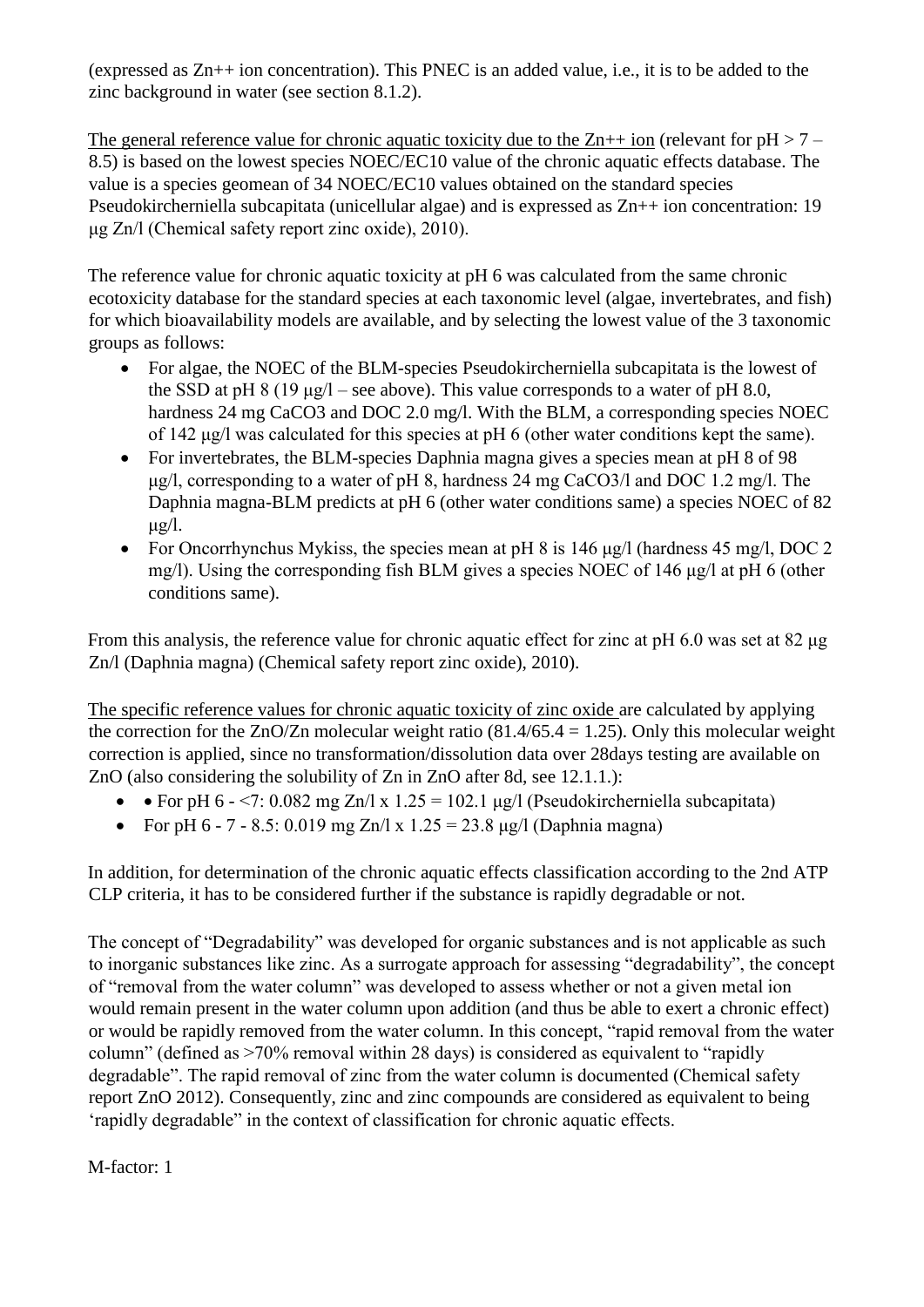(expressed as $Zn^{++}$ ion concentration). This PNEC is an added value, i.e., it is to be added to the zinc background in water (see section 8.1.2).

The general reference value for chronic aquatic toxicity due to the $Zn^{++}$ ion (relevant for pH > 7 – 8.5) is based on the lowest species NOEC/EC10 value of the chronic aquatic effects database. The value is a species geomean of 34 NOEC/EC10 values obtained on the standard species Pseudokircherniella subcapitata (unicellular algae) and is expressed as $Zn^{++}$ ion concentration: 19 µg Zn/l (Chemical safety report zinc oxide), 2010).

The reference value for chronic aquatic toxicity at pH 6 was calculated from the same chronic ecotoxicity database for the standard species at each taxonomic level (algae, invertebrates, and fish) for which bioavailability models are available, and by selecting the lowest value of the 3 taxonomic groups as follows:

- For algae, the NOEC of the BLM-species Pseudokircherniella subcapitata is the lowest of the SSD at pH 8 (19 µg/l – see above). This value corresponds to a water of pH 8.0, hardness 24 mg $CaCO_3$ and DOC 2.0 mg/l. With the BLM, a corresponding species NOEC of 142 µg/l was calculated for this species at pH 6 (other water conditions kept the same).
- For invertebrates, the BLM-species Daphnia magna gives a species mean at pH 8 of 98 µg/l, corresponding to a water of pH 8, hardness 24 mg $CaCO_3$/l and DOC 1.2 mg/l. The Daphnia magna-BLM predicts at pH 6 (other water conditions same) a species NOEC of 82 µg/l.
- For Oncorrhynchus Mykiss, the species mean at pH 8 is 146 µg/l (hardness 45 mg/l, DOC 2 mg/l). Using the corresponding fish BLM gives a species NOEC of 146 µg/l at pH 6 (other conditions same).

From this analysis, the reference value for chronic aquatic effect for zinc at pH 6.0 was set at 82 µg Zn/l (Daphnia magna) (Chemical safety report zinc oxide), 2010).

The specific reference values for chronic aquatic toxicity of zinc oxide are calculated by applying the correction for the ZnO/Zn molecular weight ratio (81.4/65.4 = 1.25). Only this molecular weight correction is applied, since no transformation/dissolution data over 28days testing are available on ZnO (also considering the solubility of Zn in ZnO after 8d, see 12.1.1.):

- • For pH 6 - <7: 0.082 mg Zn/l x 1.25 = 102.1 µg/l (Pseudokircherniella subcapitata)
- For pH 6 - 7 - 8.5: 0.019 mg Zn/l x 1.25 = 23.8 µg/l (Daphnia magna)

In addition, for determination of the chronic aquatic effects classification according to the 2nd ATP CLP criteria, it has to be considered further if the substance is rapidly degradable or not.

The concept of "Degradability" was developed for organic substances and is not applicable as such to inorganic substances like zinc. As a surrogate approach for assessing "degradability", the concept of "removal from the water column" was developed to assess whether or not a given metal ion would remain present in the water column upon addition (and thus be able to exert a chronic effect) or would be rapidly removed from the water column. In this concept, "rapid removal from the water column" (defined as >70% removal within 28 days) is considered as equivalent to "rapidly degradable". The rapid removal of zinc from the water column is documented (Chemical safety report ZnO 2012). Consequently, zinc and zinc compounds are considered as equivalent to being 'rapidly degradable" in the context of classification for chronic aquatic effects.

M-factor: 1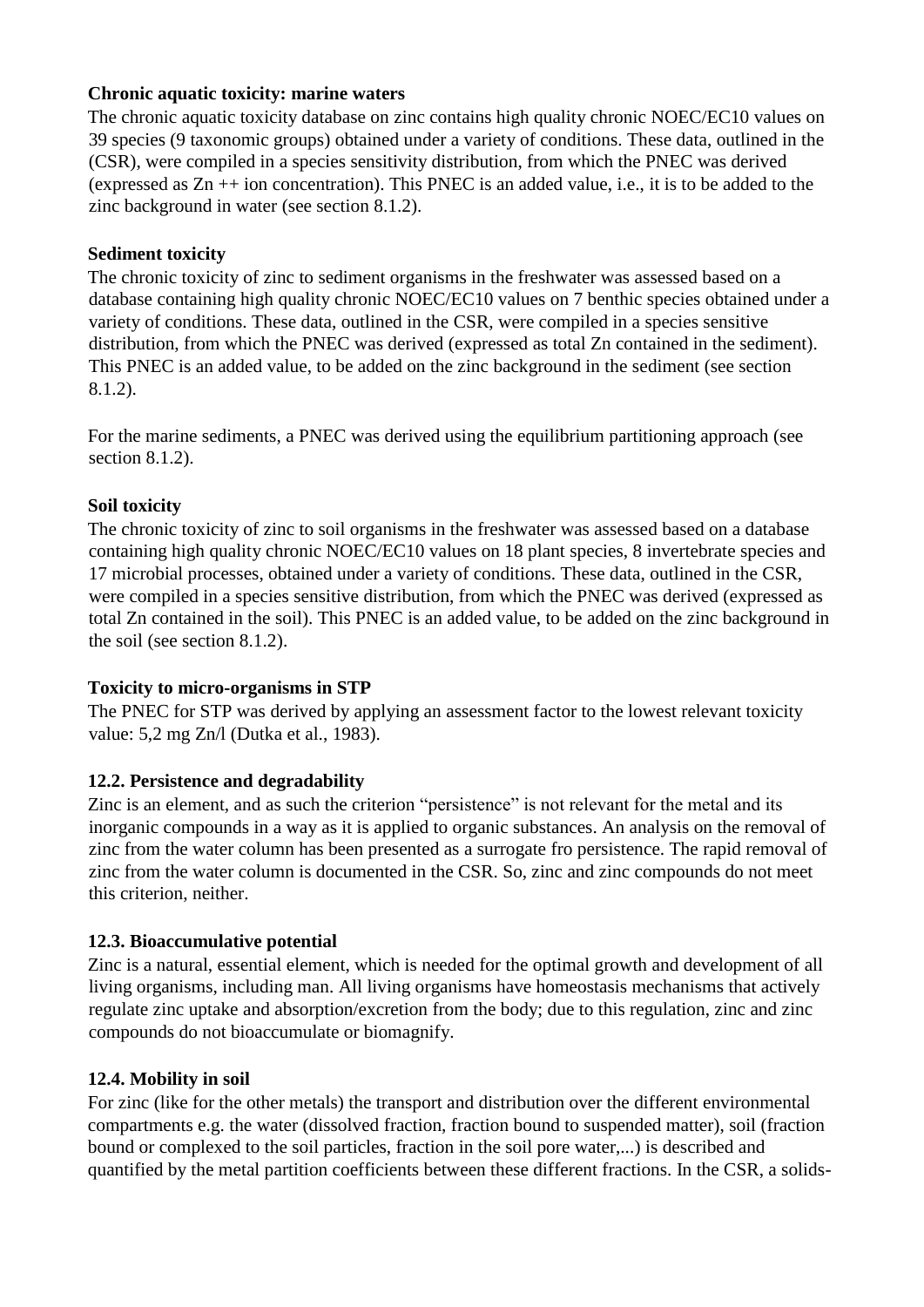**Chronic aquatic toxicity: marine waters**

The chronic aquatic toxicity database on zinc contains high quality chronic NOEC/EC10 values on 39 species (9 taxonomic groups) obtained under a variety of conditions. These data, outlined in the (CSR), were compiled in a species sensitivity distribution, from which the PNEC was derived (expressed as Zn ++ ion concentration). This PNEC is an added value, i.e., it is to be added to the zinc background in water (see section 8.1.2).

**Sediment toxicity**

The chronic toxicity of zinc to sediment organisms in the freshwater was assessed based on a database containing high quality chronic NOEC/EC10 values on 7 benthic species obtained under a variety of conditions. These data, outlined in the CSR, were compiled in a species sensitive distribution, from which the PNEC was derived (expressed as total Zn contained in the sediment). This PNEC is an added value, to be added on the zinc background in the sediment (see section 8.1.2).

For the marine sediments, a PNEC was derived using the equilibrium partitioning approach (see section 8.1.2).

**Soil toxicity**

The chronic toxicity of zinc to soil organisms in the freshwater was assessed based on a database containing high quality chronic NOEC/EC10 values on 18 plant species, 8 invertebrate species and 17 microbial processes, obtained under a variety of conditions. These data, outlined in the CSR, were compiled in a species sensitive distribution, from which the PNEC was derived (expressed as total Zn contained in the soil). This PNEC is an added value, to be added on the zinc background in the soil (see section 8.1.2).

**Toxicity to micro-organisms in STP**

The PNEC for STP was derived by applying an assessment factor to the lowest relevant toxicity value: 5,2 mg Zn/l (Dutka et al., 1983).

**12.2. Persistence and degradability**

Zinc is an element, and as such the criterion “persistence” is not relevant for the metal and its inorganic compounds in a way as it is applied to organic substances. An analysis on the removal of zinc from the water column has been presented as a surrogate fro persistence. The rapid removal of zinc from the water column is documented in the CSR. So, zinc and zinc compounds do not meet this criterion, neither.

**12.3. Bioaccumulative potential**

Zinc is a natural, essential element, which is needed for the optimal growth and development of all living organisms, including man. All living organisms have homeostasis mechanisms that actively regulate zinc uptake and absorption/excretion from the body; due to this regulation, zinc and zinc compounds do not bioaccumulate or biomagnify.

**12.4. Mobility in soil**

For zinc (like for the other metals) the transport and distribution over the different environmental compartments e.g. the water (dissolved fraction, fraction bound to suspended matter), soil (fraction bound or complexed to the soil particles, fraction in the soil pore water,...) is described and quantified by the metal partition coefficients between these different fractions. In the CSR, a solids-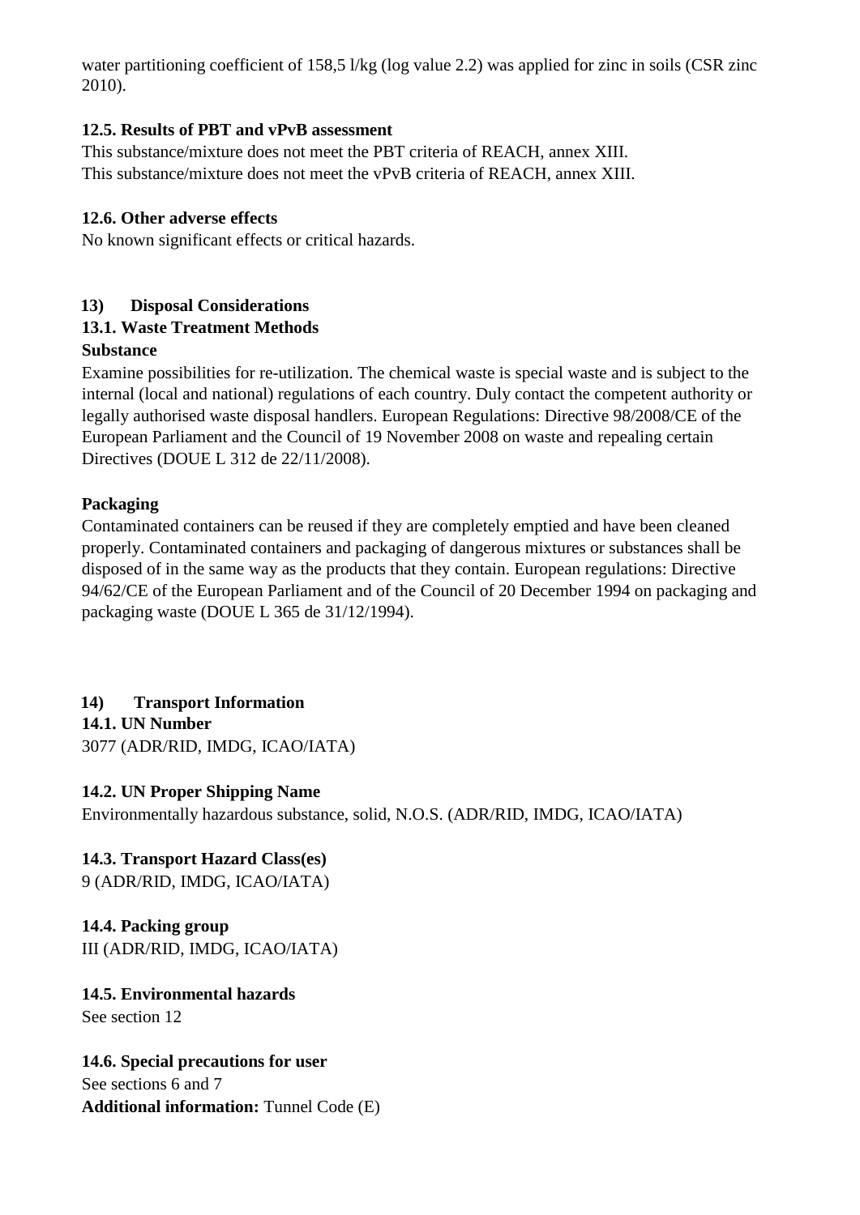water partitioning coefficient of 158,5 l/kg (log value 2.2) was applied for zinc in soils (CSR zinc 2010).

### 12.5. Results of PBT and vPvB assessment

This substance/mixture does not meet the PBT criteria of REACH, annex XIII.
This substance/mixture does not meet the vPvB criteria of REACH, annex XIII.

### 12.6. Other adverse effects

No known significant effects or critical hazards.

## 13) Disposal Considerations

### 13.1. Waste Treatment Methods

**Substance**

Examine possibilities for re-utilization. The chemical waste is special waste and is subject to the internal (local and national) regulations of each country. Duly contact the competent authority or legally authorised waste disposal handlers. European Regulations: Directive 98/2008/CE of the European Parliament and the Council of 19 November 2008 on waste and repealing certain Directives (DOUE L 312 de 22/11/2008).

**Packaging**

Contaminated containers can be reused if they are completely emptied and have been cleaned properly. Contaminated containers and packaging of dangerous mixtures or substances shall be disposed of in the same way as the products that they contain. European regulations: Directive 94/62/CE of the European Parliament and of the Council of 20 December 1994 on packaging and packaging waste (DOUE L 365 de 31/12/1994).

## 14) Transport Information

### 14.1. UN Number

3077 (ADR/RID, IMDG, ICAO/IATA)

### 14.2. UN Proper Shipping Name

Environmentally hazardous substance, solid, N.O.S. (ADR/RID, IMDG, ICAO/IATA)

### 14.3. Transport Hazard Class(es)

9 (ADR/RID, IMDG, ICAO/IATA)

### 14.4. Packing group

III (ADR/RID, IMDG, ICAO/IATA)

### 14.5. Environmental hazards

See section 12

### 14.6. Special precautions for user

See sections 6 and 7

**Additional information:** Tunnel Code (E)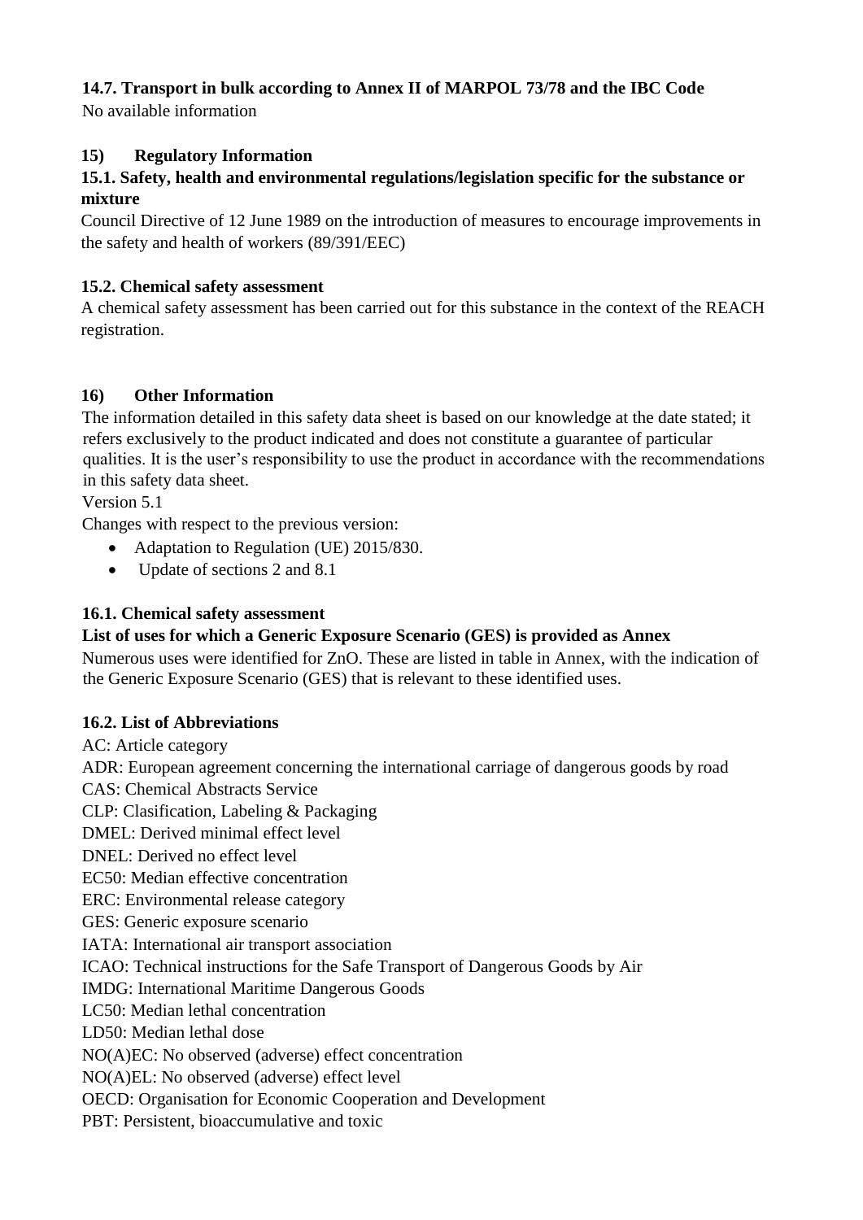### 14.7. Transport in bulk according to Annex II of MARPOL 73/78 and the IBC Code

No available information

## 15) Regulatory Information

### 15.1. Safety, health and environmental regulations/legislation specific for the substance or mixture

Council Directive of 12 June 1989 on the introduction of measures to encourage improvements in the safety and health of workers (89/391/EEC)

### 15.2. Chemical safety assessment

A chemical safety assessment has been carried out for this substance in the context of the REACH registration.

## 16) Other Information

The information detailed in this safety data sheet is based on our knowledge at the date stated; it refers exclusively to the product indicated and does not constitute a guarantee of particular qualities. It is the user's responsibility to use the product in accordance with the recommendations in this safety data sheet.

Version 5.1

Changes with respect to the previous version:

- Adaptation to Regulation (UE) 2015/830.
- Update of sections 2 and 8.1

### 16.1. Chemical safety assessment

**List of uses for which a Generic Exposure Scenario (GES) is provided as Annex**

Numerous uses were identified for ZnO. These are listed in table in Annex, with the indication of the Generic Exposure Scenario (GES) that is relevant to these identified uses.

### 16.2. List of Abbreviations

AC: Article category
ADR: European agreement concerning the international carriage of dangerous goods by road
CAS: Chemical Abstracts Service
CLP: Clasification, Labeling & Packaging
DMEL: Derived minimal effect level
DNEL: Derived no effect level
EC50: Median effective concentration
ERC: Environmental release category
GES: Generic exposure scenario
IATA: International air transport association
ICAO: Technical instructions for the Safe Transport of Dangerous Goods by Air
IMDG: International Maritime Dangerous Goods
LC50: Median lethal concentration
LD50: Median lethal dose
NO(A)EC: No observed (adverse) effect concentration
NO(A)EL: No observed (adverse) effect level
OECD: Organisation for Economic Cooperation and Development
PBT: Persistent, bioaccumulative and toxic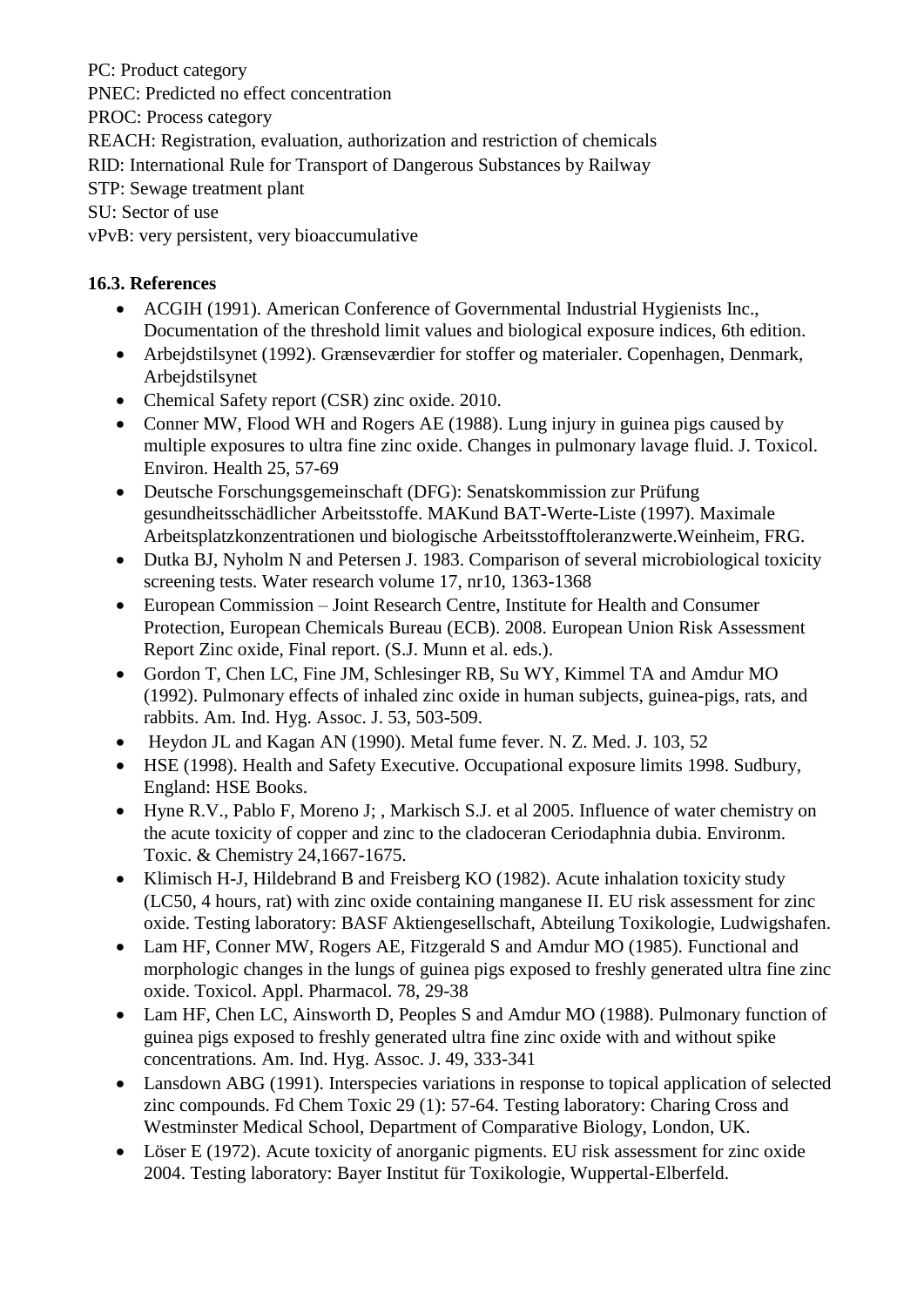PC: Product category
PNEC: Predicted no effect concentration
PROC: Process category
REACH: Registration, evaluation, authorization and restriction of chemicals
RID: International Rule for Transport of Dangerous Substances by Railway
STP: Sewage treatment plant
SU: Sector of use
vPvB: very persistent, very bioaccumulative

**16.3. References**

- ACGIH (1991). American Conference of Governmental Industrial Hygienists Inc., Documentation of the threshold limit values and biological exposure indices, 6th edition.
- Arbejdstilsynet (1992). Grænseværdier for stoffer og materialer. Copenhagen, Denmark, Arbejdstilsynet
- Chemical Safety report (CSR) zinc oxide. 2010.
- Conner MW, Flood WH and Rogers AE (1988). Lung injury in guinea pigs caused by multiple exposures to ultra fine zinc oxide. Changes in pulmonary lavage fluid. J. Toxicol. Environ. Health 25, 57-69
- Deutsche Forschungsgemeinschaft (DFG): Senatskommission zur Prüfung gesundheitsschädlicher Arbeitsstoffe. MAKund BAT-Werte-Liste (1997). Maximale Arbeitsplatzkonzentrationen und biologische Arbeitsstofftoleranzwerte.Weinheim, FRG.
- Dutka BJ, Nyholm N and Petersen J. 1983. Comparison of several microbiological toxicity screening tests. Water research volume 17, nr10, 1363-1368
- European Commission – Joint Research Centre, Institute for Health and Consumer Protection, European Chemicals Bureau (ECB). 2008. European Union Risk Assessment Report Zinc oxide, Final report. (S.J. Munn et al. eds.).
- Gordon T, Chen LC, Fine JM, Schlesinger RB, Su WY, Kimmel TA and Amdur MO (1992). Pulmonary effects of inhaled zinc oxide in human subjects, guinea-pigs, rats, and rabbits. Am. Ind. Hyg. Assoc. J. 53, 503-509.
- Heydon JL and Kagan AN (1990). Metal fume fever. N. Z. Med. J. 103, 52
- HSE (1998). Health and Safety Executive. Occupational exposure limits 1998. Sudbury, England: HSE Books.
- Hyne R.V., Pablo F, Moreno J; , Markisch S.J. et al 2005. Influence of water chemistry on the acute toxicity of copper and zinc to the cladoceran Ceriodaphnia dubia. Environm. Toxic. & Chemistry 24,1667-1675.
- Klimisch H-J, Hildebrand B and Freisberg KO (1982). Acute inhalation toxicity study (LC50, 4 hours, rat) with zinc oxide containing manganese II. EU risk assessment for zinc oxide. Testing laboratory: BASF Aktiengesellschaft, Abteilung Toxikologie, Ludwigshafen.
- Lam HF, Conner MW, Rogers AE, Fitzgerald S and Amdur MO (1985). Functional and morphologic changes in the lungs of guinea pigs exposed to freshly generated ultra fine zinc oxide. Toxicol. Appl. Pharmacol. 78, 29-38
- Lam HF, Chen LC, Ainsworth D, Peoples S and Amdur MO (1988). Pulmonary function of guinea pigs exposed to freshly generated ultra fine zinc oxide with and without spike concentrations. Am. Ind. Hyg. Assoc. J. 49, 333-341
- Lansdown ABG (1991). Interspecies variations in response to topical application of selected zinc compounds. Fd Chem Toxic 29 (1): 57-64. Testing laboratory: Charing Cross and Westminster Medical School, Department of Comparative Biology, London, UK.
- Löser E (1972). Acute toxicity of anorganic pigments. EU risk assessment for zinc oxide 2004. Testing laboratory: Bayer Institut für Toxikologie, Wuppertal-Elberfeld.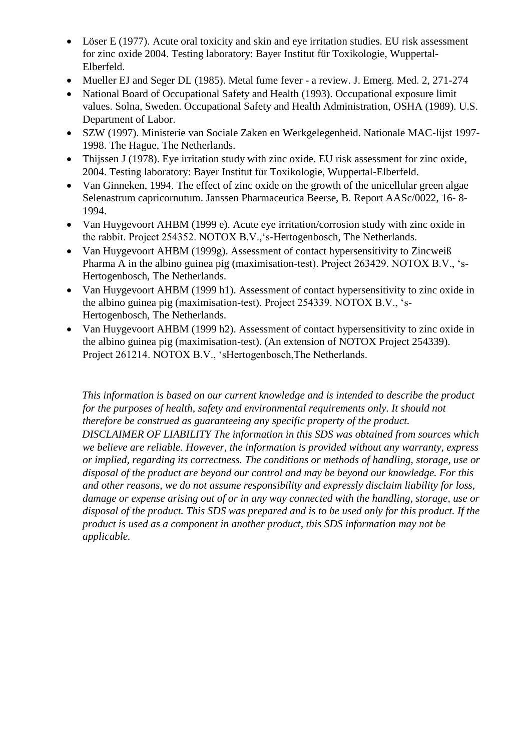- Löser E (1977). Acute oral toxicity and skin and eye irritation studies. EU risk assessment for zinc oxide 2004. Testing laboratory: Bayer Institut für Toxikologie, Wuppertal-Elberfeld.
- Mueller EJ and Seger DL (1985). Metal fume fever - a review. J. Emerg. Med. 2, 271-274
- National Board of Occupational Safety and Health (1993). Occupational exposure limit values. Solna, Sweden. Occupational Safety and Health Administration, OSHA (1989). U.S. Department of Labor.
- SZW (1997). Ministerie van Sociale Zaken en Werkgelegenheid. Nationale MAC-lijst 1997-1998. The Hague, The Netherlands.
- Thijssen J (1978). Eye irritation study with zinc oxide. EU risk assessment for zinc oxide, 2004. Testing laboratory: Bayer Institut für Toxikologie, Wuppertal-Elberfeld.
- Van Ginneken, 1994. The effect of zinc oxide on the growth of the unicellular green algae Selenastrum capricornutum. Janssen Pharmaceutica Beerse, B. Report AASc/0022, 16- 8-1994.
- Van Huygevoort AHBM (1999 e). Acute eye irritation/corrosion study with zinc oxide in the rabbit. Project 254352. NOTOX B.V.,'s-Hertogenbosch, The Netherlands.
- Van Huygevoort AHBM (1999g). Assessment of contact hypersensitivity to Zincweiß Pharma A in the albino guinea pig (maximisation-test). Project 263429. NOTOX B.V., 's-Hertogenbosch, The Netherlands.
- Van Huygevoort AHBM (1999 h1). Assessment of contact hypersensitivity to zinc oxide in the albino guinea pig (maximisation-test). Project 254339. NOTOX B.V., 's-Hertogenbosch, The Netherlands.
- Van Huygevoort AHBM (1999 h2). Assessment of contact hypersensitivity to zinc oxide in the albino guinea pig (maximisation-test). (An extension of NOTOX Project 254339). Project 261214. NOTOX B.V., 'sHertogenbosch,The Netherlands.

*This information is based on our current knowledge and is intended to describe the product for the purposes of health, safety and environmental requirements only. It should not therefore be construed as guaranteeing any specific property of the product.*
*DISCLAIMER OF LIABILITY The information in this SDS was obtained from sources which we believe are reliable. However, the information is provided without any warranty, express or implied, regarding its correctness. The conditions or methods of handling, storage, use or disposal of the product are beyond our control and may be beyond our knowledge. For this and other reasons, we do not assume responsibility and expressly disclaim liability for loss, damage or expense arising out of or in any way connected with the handling, storage, use or disposal of the product. This SDS was prepared and is to be used only for this product. If the product is used as a component in another product, this SDS information may not be applicable.*